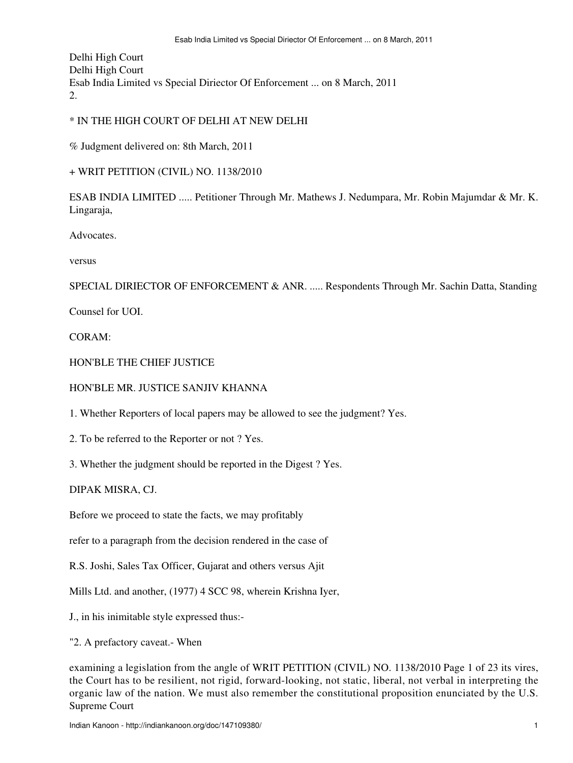Delhi High Court
Delhi High Court
Esab India Limited vs Special Diriector Of Enforcement ... on 8 March, 2011
2.

\* IN THE HIGH COURT OF DELHI AT NEW DELHI

% Judgment delivered on: 8th March, 2011

+ WRIT PETITION (CIVIL) NO. 1138/2010

ESAB INDIA LIMITED ..... Petitioner Through Mr. Mathews J. Nedumpara, Mr. Robin Majumdar & Mr. K. Lingaraja,

Advocates.

versus

SPECIAL DIRIECTOR OF ENFORCEMENT & ANR. ..... Respondents Through Mr. Sachin Datta, Standing

Counsel for UOI.

CORAM:

HON'BLE THE CHIEF JUSTICE

HON'BLE MR. JUSTICE SANJIV KHANNA

1. Whether Reporters of local papers may be allowed to see the judgment? Yes.

2. To be referred to the Reporter or not ? Yes.

3. Whether the judgment should be reported in the Digest ? Yes.

DIPAK MISRA, CJ.

Before we proceed to state the facts, we may profitably

refer to a paragraph from the decision rendered in the case of

R.S. Joshi, Sales Tax Officer, Gujarat and others versus Ajit

Mills Ltd. and another, (1977) 4 SCC 98, wherein Krishna Iyer,

J., in his inimitable style expressed thus:-

"2. A prefactory caveat.- When

examining a legislation from the angle of its vires, the Court has to be resilient, not rigid, forward-looking, not static, liberal, not verbal in interpreting the organic law of the nation. We must also remember the constitutional proposition enunciated by the U.S. Supreme Court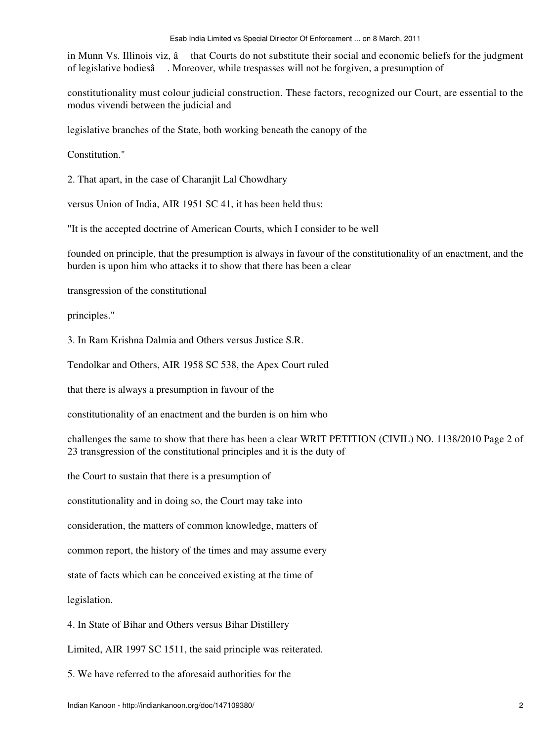in Munn Vs. Illinois viz, â that Courts do not substitute their social and economic beliefs for the judgment of legislative bodiesâ . Moreover, while trespasses will not be forgiven, a presumption of

constitutionality must colour judicial construction. These factors, recognized our Court, are essential to the modus vivendi between the judicial and

legislative branches of the State, both working beneath the canopy of the

Constitution."

2. That apart, in the case of Charanjit Lal Chowdhary

versus Union of India, AIR 1951 SC 41, it has been held thus:

"It is the accepted doctrine of American Courts, which I consider to be well

founded on principle, that the presumption is always in favour of the constitutionality of an enactment, and the burden is upon him who attacks it to show that there has been a clear

transgression of the constitutional

principles."

3. In Ram Krishna Dalmia and Others versus Justice S.R.

Tendolkar and Others, AIR 1958 SC 538, the Apex Court ruled

that there is always a presumption in favour of the

constitutionality of an enactment and the burden is on him who

challenges the same to show that there has been a clear WRIT PETITION (CIVIL) NO. 1138/2010 Page 2 of 23 transgression of the constitutional principles and it is the duty of

the Court to sustain that there is a presumption of

constitutionality and in doing so, the Court may take into

consideration, the matters of common knowledge, matters of

common report, the history of the times and may assume every

state of facts which can be conceived existing at the time of

legislation.

4. In State of Bihar and Others versus Bihar Distillery

Limited, AIR 1997 SC 1511, the said principle was reiterated.

5. We have referred to the aforesaid authorities for the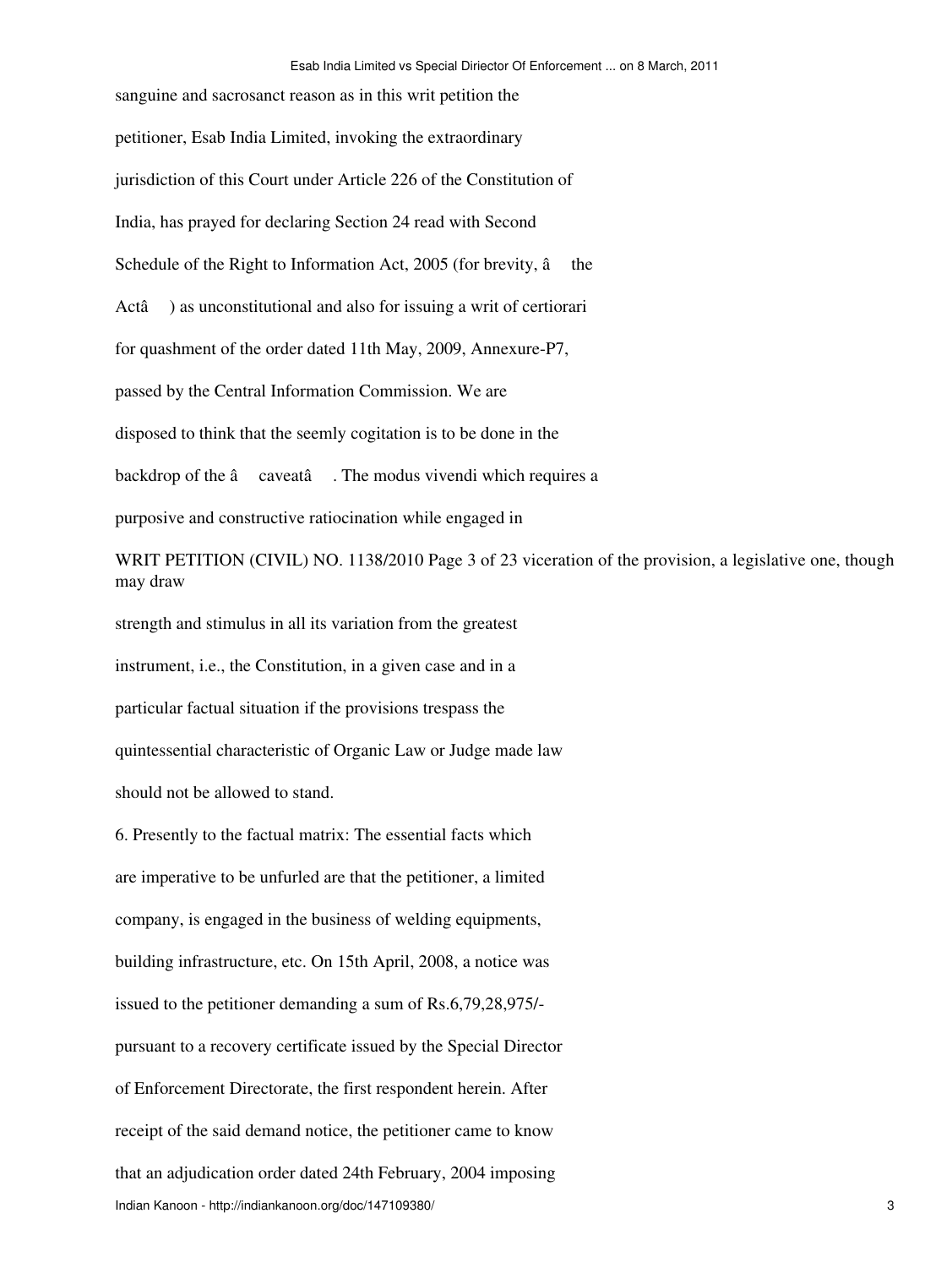sanguine and sacrosanct reason as in this writ petition the petitioner, Esab India Limited, invoking the extraordinary jurisdiction of this Court under Article 226 of the Constitution of India, has prayed for declaring Section 24 read with Second Schedule of the Right to Information Act, 2005 (for brevity, â the Actâ ) as unconstitutional and also for issuing a writ of certiorari for quashment of the order dated 11th May, 2009, Annexure-P7, passed by the Central Information Commission. We are disposed to think that the seemly cogitation is to be done in the backdrop of the â caveatâ . The modus vivendi which requires a purposive and constructive ratiocination while engaged in

WRIT PETITION (CIVIL) NO. 1138/2010 Page 3 of 23 viceration of the provision, a legislative one, though may draw strength and stimulus in all its variation from the greatest instrument, i.e., the Constitution, in a given case and in a particular factual situation if the provisions trespass the quintessential characteristic of Organic Law or Judge made law should not be allowed to stand.

6. Presently to the factual matrix: The essential facts which are imperative to be unfurled are that the petitioner, a limited company, is engaged in the business of welding equipments, building infrastructure, etc. On 15th April, 2008, a notice was issued to the petitioner demanding a sum of Rs.6,79,28,975/- pursuant to a recovery certificate issued by the Special Director of Enforcement Directorate, the first respondent herein. After receipt of the said demand notice, the petitioner came to know that an adjudication order dated 24th February, 2004 imposing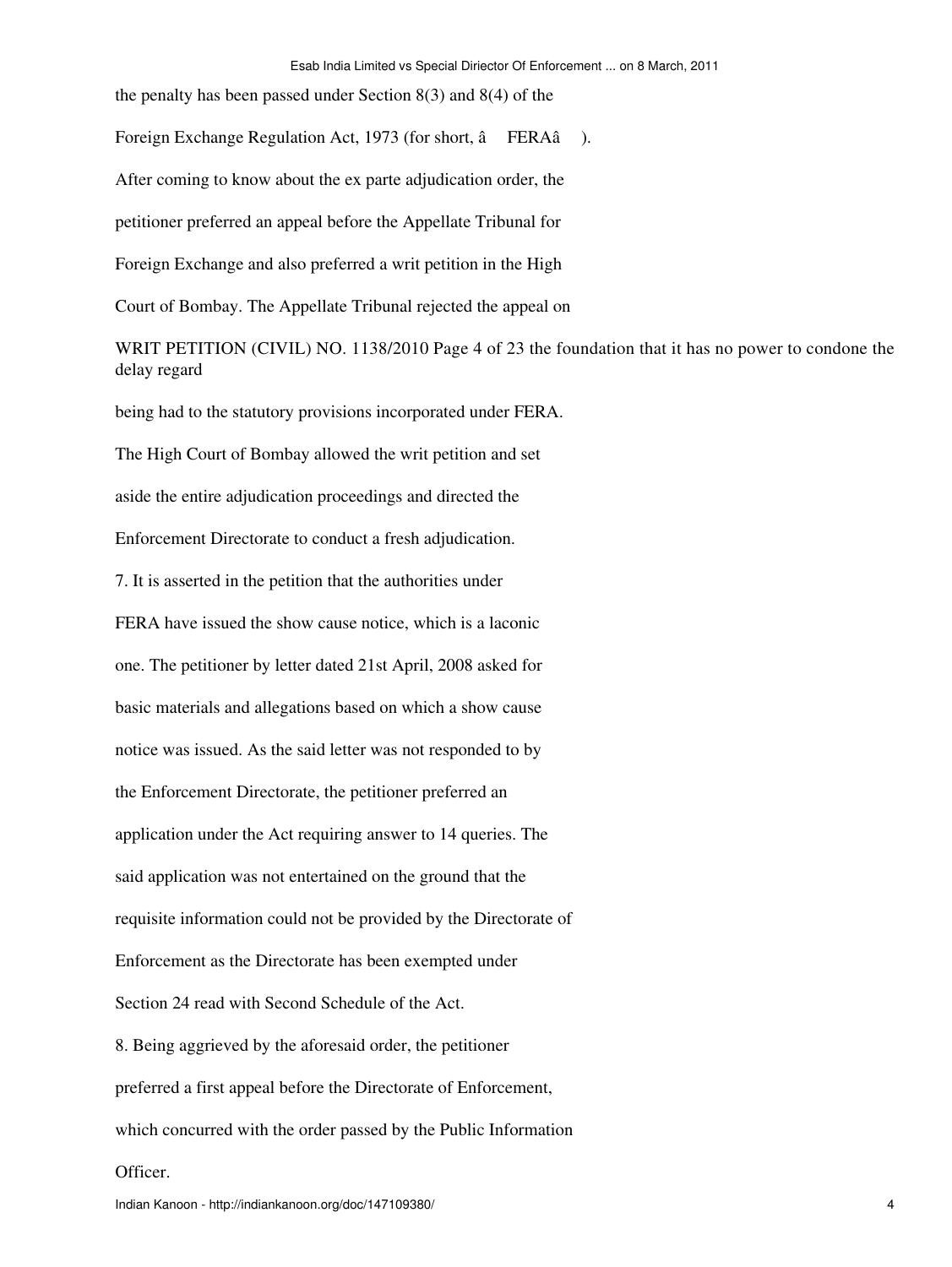the penalty has been passed under Section 8(3) and 8(4) of the Foreign Exchange Regulation Act, 1973 (for short, â FERAâ ). After coming to know about the ex parte adjudication order, the petitioner preferred an appeal before the Appellate Tribunal for Foreign Exchange and also preferred a writ petition in the High Court of Bombay. The Appellate Tribunal rejected the appeal on

WRIT PETITION (CIVIL) NO. 1138/2010 Page 4 of 23 the foundation that it has no power to condone the delay regard

being had to the statutory provisions incorporated under FERA. The High Court of Bombay allowed the writ petition and set aside the entire adjudication proceedings and directed the Enforcement Directorate to conduct a fresh adjudication.

7. It is asserted in the petition that the authorities under FERA have issued the show cause notice, which is a laconic one. The petitioner by letter dated 21st April, 2008 asked for basic materials and allegations based on which a show cause notice was issued. As the said letter was not responded to by the Enforcement Directorate, the petitioner preferred an application under the Act requiring answer to 14 queries. The said application was not entertained on the ground that the requisite information could not be provided by the Directorate of Enforcement as the Directorate has been exempted under Section 24 read with Second Schedule of the Act.

8. Being aggrieved by the aforesaid order, the petitioner preferred a first appeal before the Directorate of Enforcement, which concurred with the order passed by the Public Information Officer.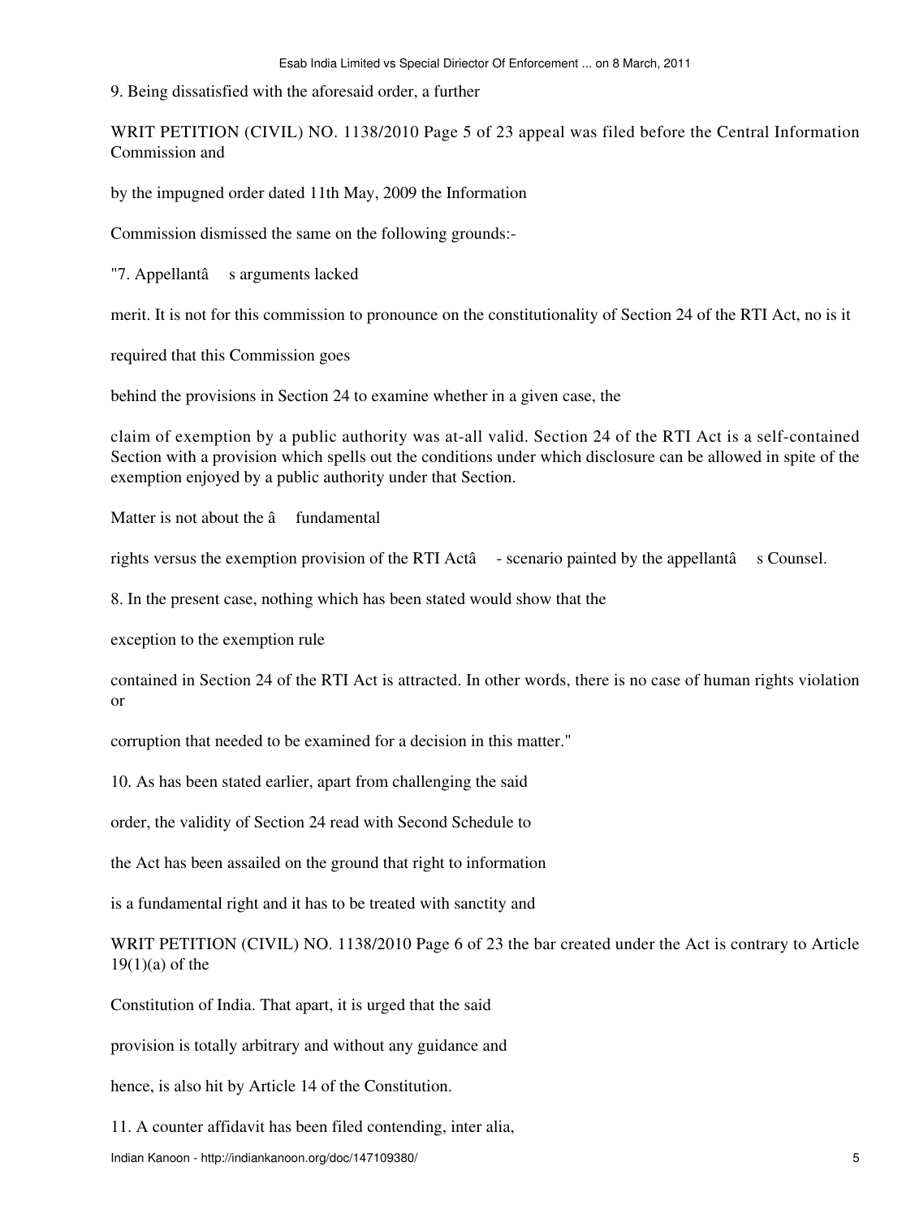9. Being dissatisfied with the aforesaid order, a further

appeal was filed before the Central Information Commission and

by the impugned order dated 11th May, 2009 the Information

Commission dismissed the same on the following grounds:-

"7. Appellantâ s arguments lacked

merit. It is not for this commission to pronounce on the constitutionality of Section 24 of the RTI Act, no is it

required that this Commission goes

behind the provisions in Section 24 to examine whether in a given case, the

claim of exemption by a public authority was at-all valid. Section 24 of the RTI Act is a self-contained Section with a provision which spells out the conditions under which disclosure can be allowed in spite of the exemption enjoyed by a public authority under that Section.

Matter is not about the â fundamental

rights versus the exemption provision of the RTI Actâ - scenario painted by the appellantâ s Counsel.

8. In the present case, nothing which has been stated would show that the

exception to the exemption rule

contained in Section 24 of the RTI Act is attracted. In other words, there is no case of human rights violation or

corruption that needed to be examined for a decision in this matter."

10. As has been stated earlier, apart from challenging the said

order, the validity of Section 24 read with Second Schedule to

the Act has been assailed on the ground that right to information

is a fundamental right and it has to be treated with sanctity and

the bar created under the Act is contrary to Article 19(1)(a) of the

Constitution of India. That apart, it is urged that the said

provision is totally arbitrary and without any guidance and

hence, is also hit by Article 14 of the Constitution.

11. A counter affidavit has been filed contending, inter alia,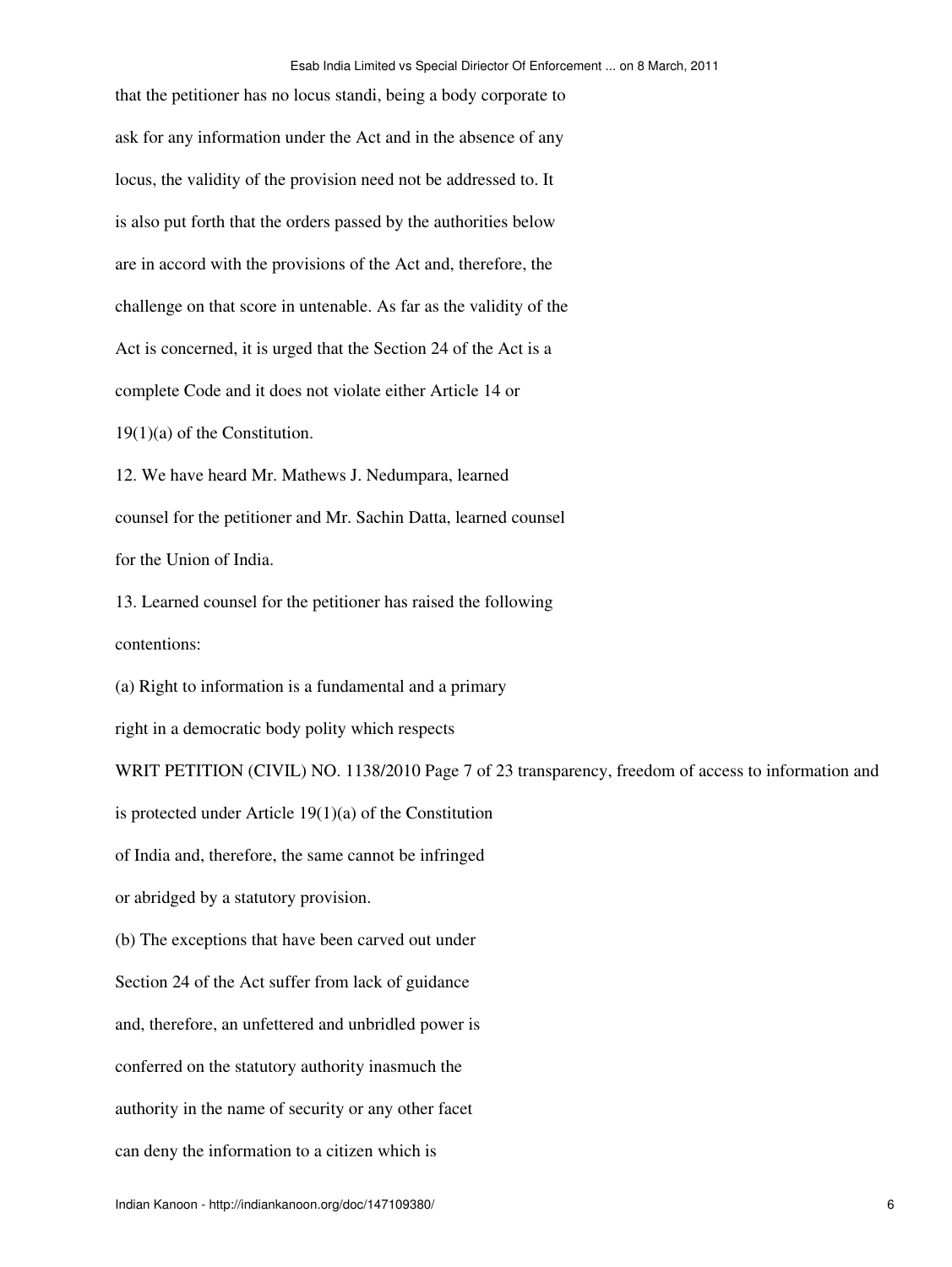that the petitioner has no locus standi, being a body corporate to ask for any information under the Act and in the absence of any locus, the validity of the provision need not be addressed to. It is also put forth that the orders passed by the authorities below are in accord with the provisions of the Act and, therefore, the challenge on that score in untenable. As far as the validity of the Act is concerned, it is urged that the Section 24 of the Act is a complete Code and it does not violate either Article 14 or 19(1)(a) of the Constitution.

12. We have heard Mr. Mathews J. Nedumpara, learned counsel for the petitioner and Mr. Sachin Datta, learned counsel for the Union of India.

13. Learned counsel for the petitioner has raised the following contentions:

(a) Right to information is a fundamental and a primary right in a democratic body polity which respects transparency, freedom of access to information and is protected under Article 19(1)(a) of the Constitution of India and, therefore, the same cannot be infringed or abridged by a statutory provision.

(b) The exceptions that have been carved out under Section 24 of the Act suffer from lack of guidance and, therefore, an unfettered and unbridled power is conferred on the statutory authority inasmuch the authority in the name of security or any other facet can deny the information to a citizen which is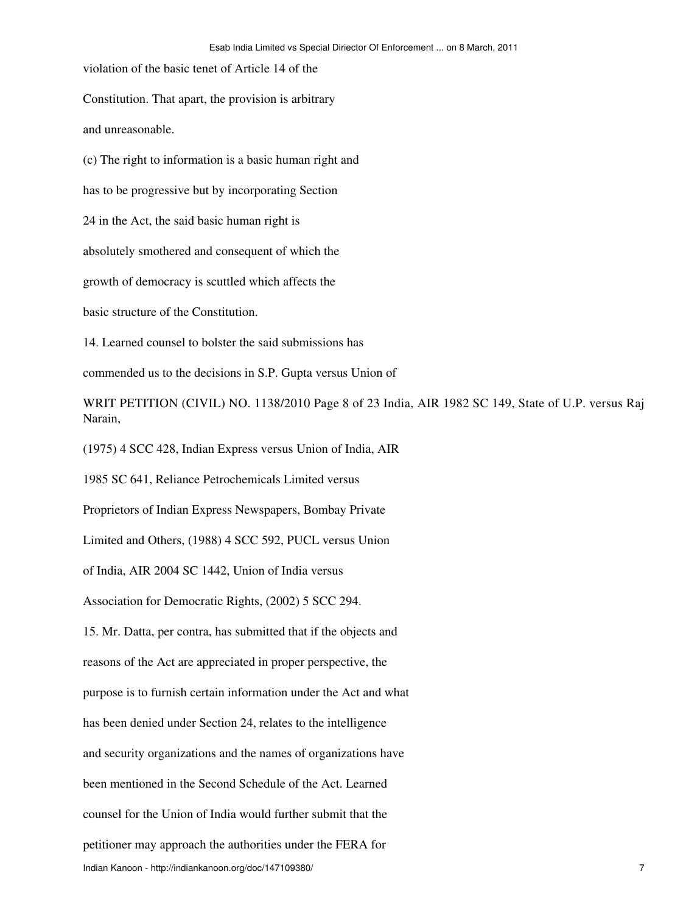violation of the basic tenet of Article 14 of the Constitution. That apart, the provision is arbitrary and unreasonable.

(c) The right to information is a basic human right and has to be progressive but by incorporating Section 24 in the Act, the said basic human right is absolutely smothered and consequent of which the growth of democracy is scuttled which affects the basic structure of the Constitution.

14. Learned counsel to bolster the said submissions has commended us to the decisions in S.P. Gupta versus Union of India, AIR 1982 SC 149, State of U.P. versus Raj Narain, (1975) 4 SCC 428, Indian Express versus Union of India, AIR 1985 SC 641, Reliance Petrochemicals Limited versus Proprietors of Indian Express Newspapers, Bombay Private Limited and Others, (1988) 4 SCC 592, PUCL versus Union of India, AIR 2004 SC 1442, Union of India versus Association for Democratic Rights, (2002) 5 SCC 294.

15. Mr. Datta, per contra, has submitted that if the objects and reasons of the Act are appreciated in proper perspective, the purpose is to furnish certain information under the Act and what has been denied under Section 24, relates to the intelligence and security organizations and the names of organizations have been mentioned in the Second Schedule of the Act. Learned counsel for the Union of India would further submit that the petitioner may approach the authorities under the FERA for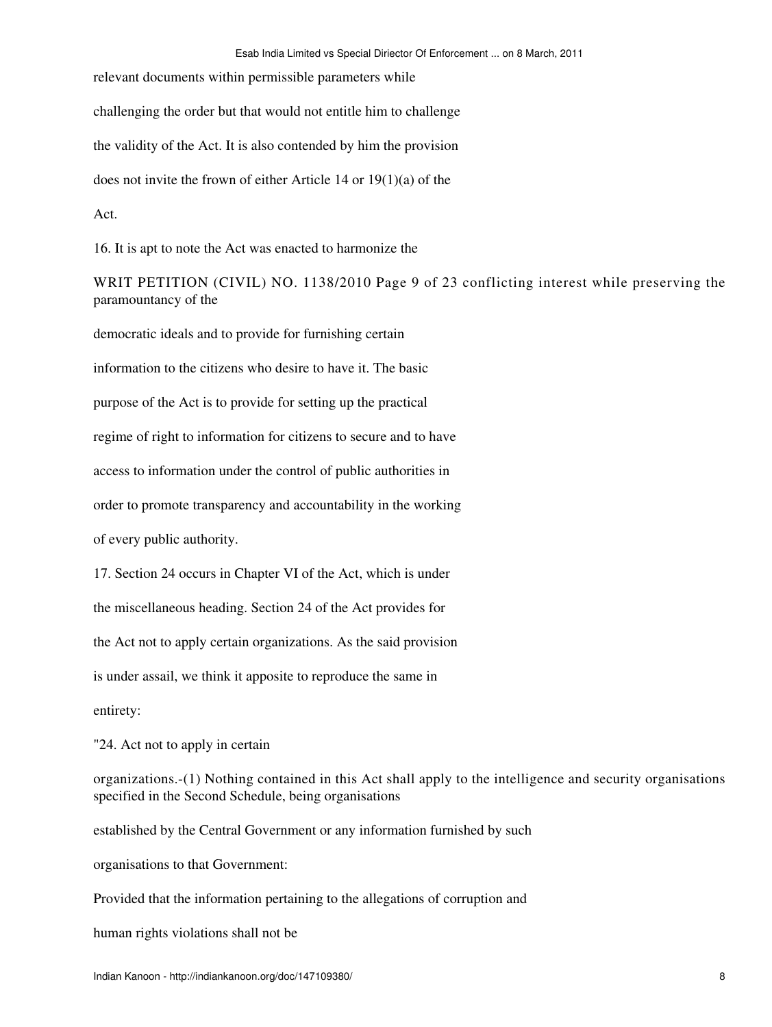relevant documents within permissible parameters while challenging the order but that would not entitle him to challenge the validity of the Act. It is also contended by him the provision does not invite the frown of either Article 14 or 19(1)(a) of the Act.

16. It is apt to note the Act was enacted to harmonize the conflicting interest while preserving the paramountancy of the democratic ideals and to provide for furnishing certain information to the citizens who desire to have it. The basic purpose of the Act is to provide for setting up the practical regime of right to information for citizens to secure and to have access to information under the control of public authorities in order to promote transparency and accountability in the working of every public authority.

17. Section 24 occurs in Chapter VI of the Act, which is under the miscellaneous heading. Section 24 of the Act provides for the Act not to apply certain organizations. As the said provision is under assail, we think it apposite to reproduce the same in entirety:

"24. Act not to apply in certain organizations.-(1) Nothing contained in this Act shall apply to the intelligence and security organisations specified in the Second Schedule, being organisations established by the Central Government or any information furnished by such organisations to that Government:

Provided that the information pertaining to the allegations of corruption and human rights violations shall not be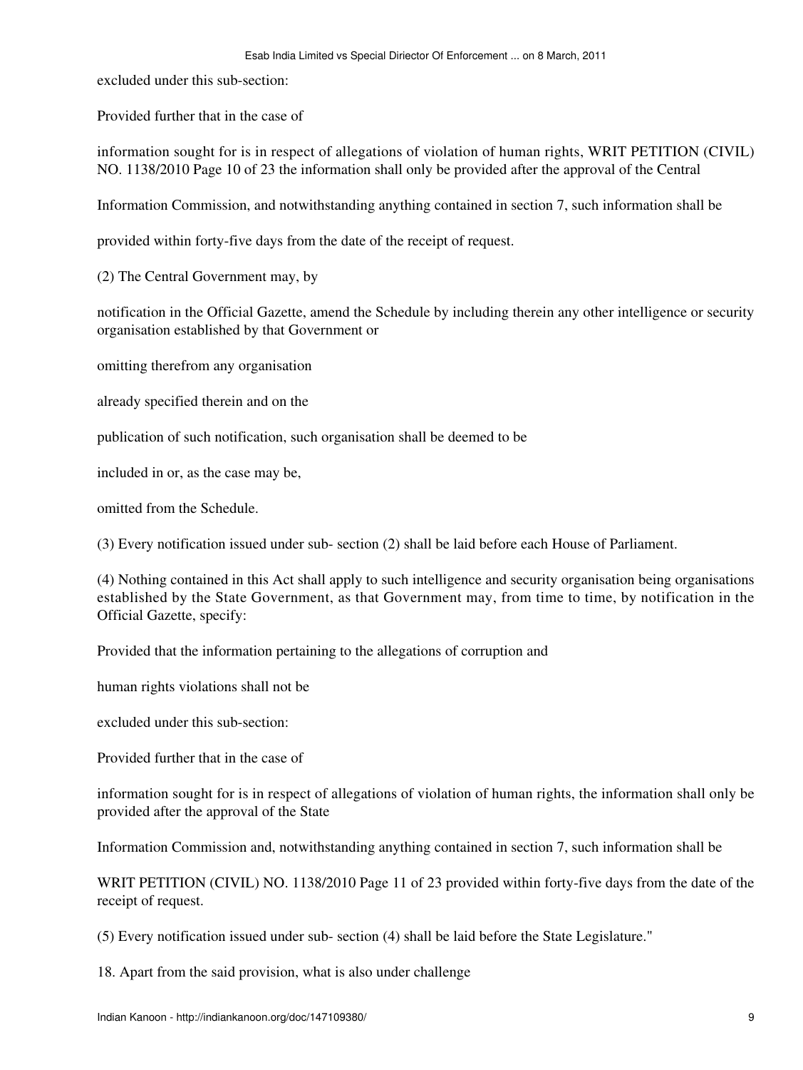excluded under this sub-section:

Provided further that in the case of

information sought for is in respect of allegations of violation of human rights, WRIT PETITION (CIVIL) NO. 1138/2010 Page 10 of 23 the information shall only be provided after the approval of the Central

Information Commission, and notwithstanding anything contained in section 7, such information shall be

provided within forty-five days from the date of the receipt of request.

(2) The Central Government may, by

notification in the Official Gazette, amend the Schedule by including therein any other intelligence or security organisation established by that Government or

omitting therefrom any organisation

already specified therein and on the

publication of such notification, such organisation shall be deemed to be

included in or, as the case may be,

omitted from the Schedule.

(3) Every notification issued under sub- section (2) shall be laid before each House of Parliament.

(4) Nothing contained in this Act shall apply to such intelligence and security organisation being organisations established by the State Government, as that Government may, from time to time, by notification in the Official Gazette, specify:

Provided that the information pertaining to the allegations of corruption and

human rights violations shall not be

excluded under this sub-section:

Provided further that in the case of

information sought for is in respect of allegations of violation of human rights, the information shall only be provided after the approval of the State

Information Commission and, notwithstanding anything contained in section 7, such information shall be

WRIT PETITION (CIVIL) NO. 1138/2010 Page 11 of 23 provided within forty-five days from the date of the receipt of request.

(5) Every notification issued under sub- section (4) shall be laid before the State Legislature."

18. Apart from the said provision, what is also under challenge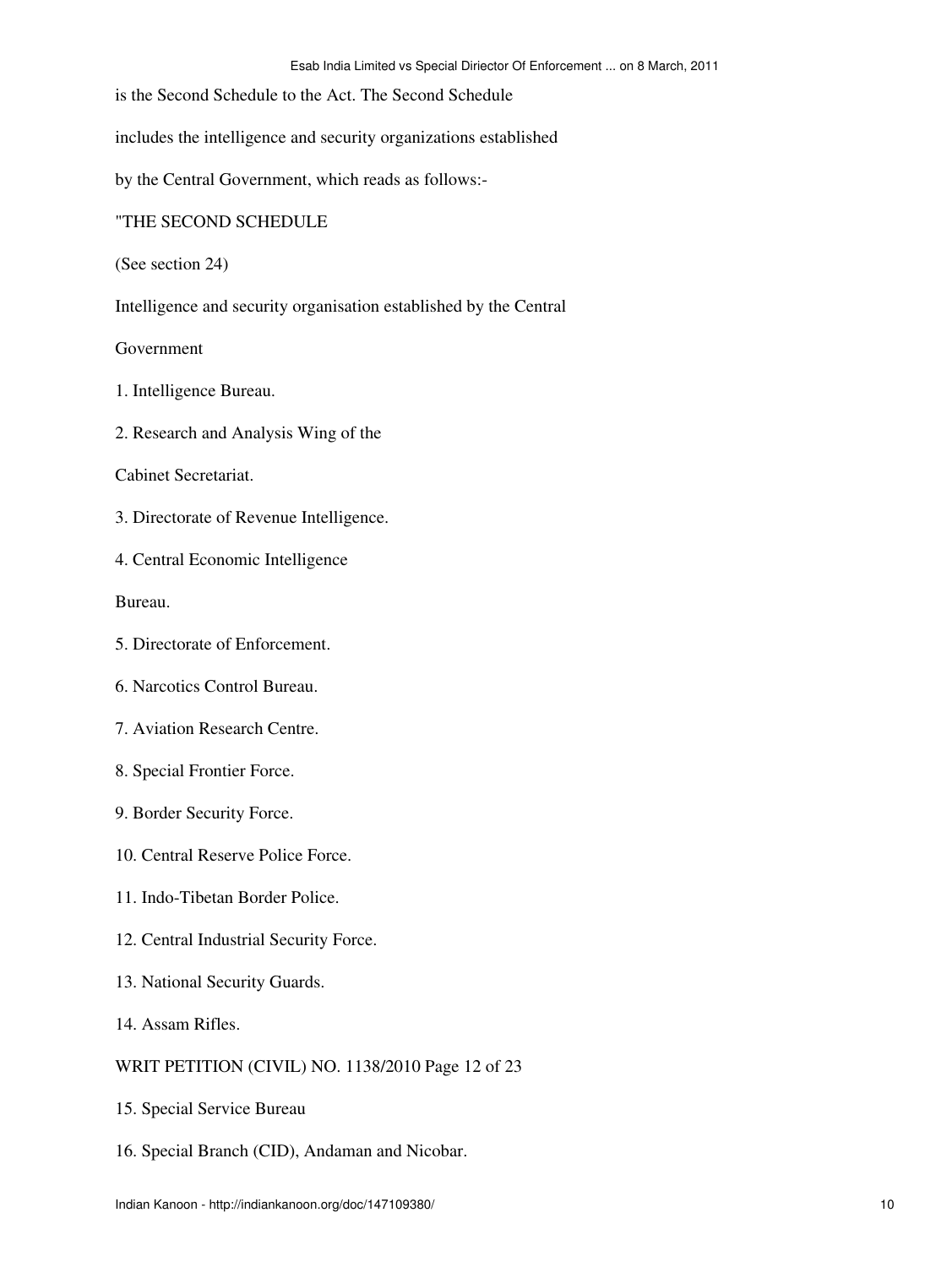is the Second Schedule to the Act. The Second Schedule includes the intelligence and security organizations established by the Central Government, which reads as follows:-

"THE SECOND SCHEDULE

(See section 24)

Intelligence and security organisation established by the Central Government

1. Intelligence Bureau.
2. Research and Analysis Wing of the Cabinet Secretariat.
3. Directorate of Revenue Intelligence.
4. Central Economic Intelligence Bureau.
5. Directorate of Enforcement.
6. Narcotics Control Bureau.
7. Aviation Research Centre.
8. Special Frontier Force.
9. Border Security Force.
10. Central Reserve Police Force.
11. Indo-Tibetan Border Police.
12. Central Industrial Security Force.
13. National Security Guards.
14. Assam Rifles.
15. Special Service Bureau
16. Special Branch (CID), Andaman and Nicobar.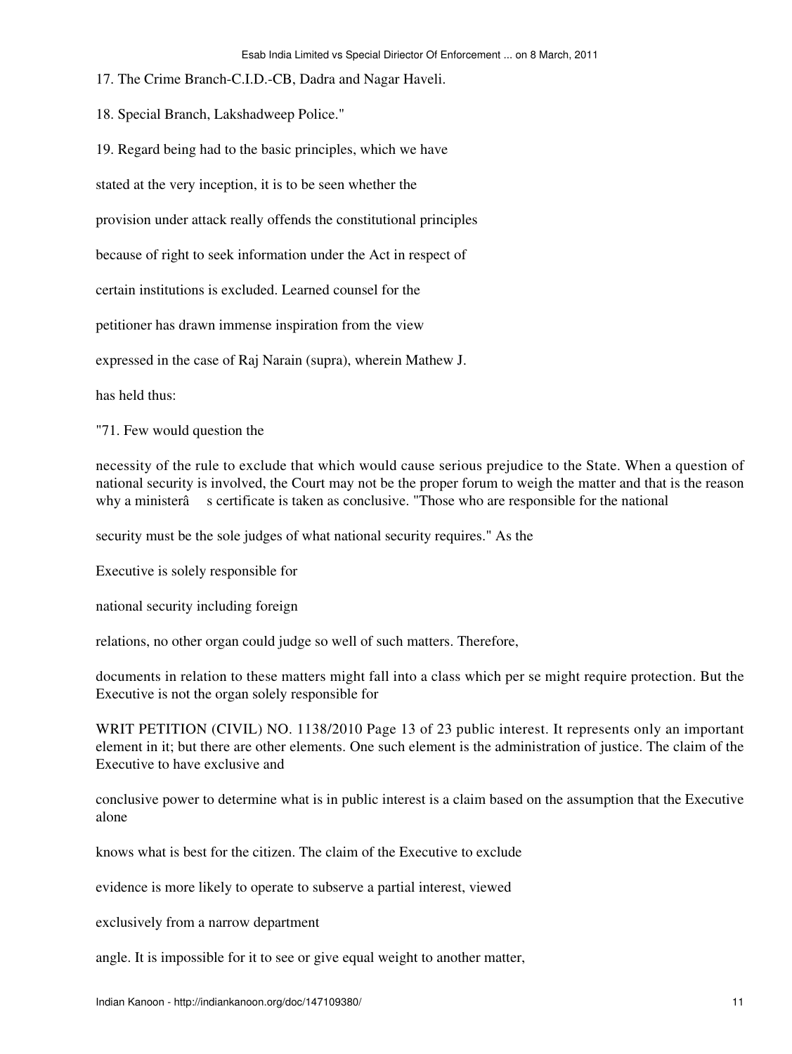17. The Crime Branch-C.I.D.-CB, Dadra and Nagar Haveli.

18. Special Branch, Lakshadweep Police."

19. Regard being had to the basic principles, which we have stated at the very inception, it is to be seen whether the provision under attack really offends the constitutional principles because of right to seek information under the Act in respect of certain institutions is excluded. Learned counsel for the petitioner has drawn immense inspiration from the view expressed in the case of Raj Narain (supra), wherein Mathew J. has held thus:

"71. Few would question the necessity of the rule to exclude that which would cause serious prejudice to the State. When a question of national security is involved, the Court may not be the proper forum to weigh the matter and that is the reason why a ministerâ s certificate is taken as conclusive. "Those who are responsible for the national security must be the sole judges of what national security requires." As the Executive is solely responsible for national security including foreign relations, no other organ could judge so well of such matters. Therefore, documents in relation to these matters might fall into a class which per se might require protection. But the Executive is not the organ solely responsible for

WRIT PETITION (CIVIL) NO. 1138/2010 Page 13 of 23 public interest. It represents only an important element in it; but there are other elements. One such element is the administration of justice. The claim of the Executive to have exclusive and conclusive power to determine what is in public interest is a claim based on the assumption that the Executive alone knows what is best for the citizen. The claim of the Executive to exclude evidence is more likely to operate to subserve a partial interest, viewed exclusively from a narrow department angle. It is impossible for it to see or give equal weight to another matter,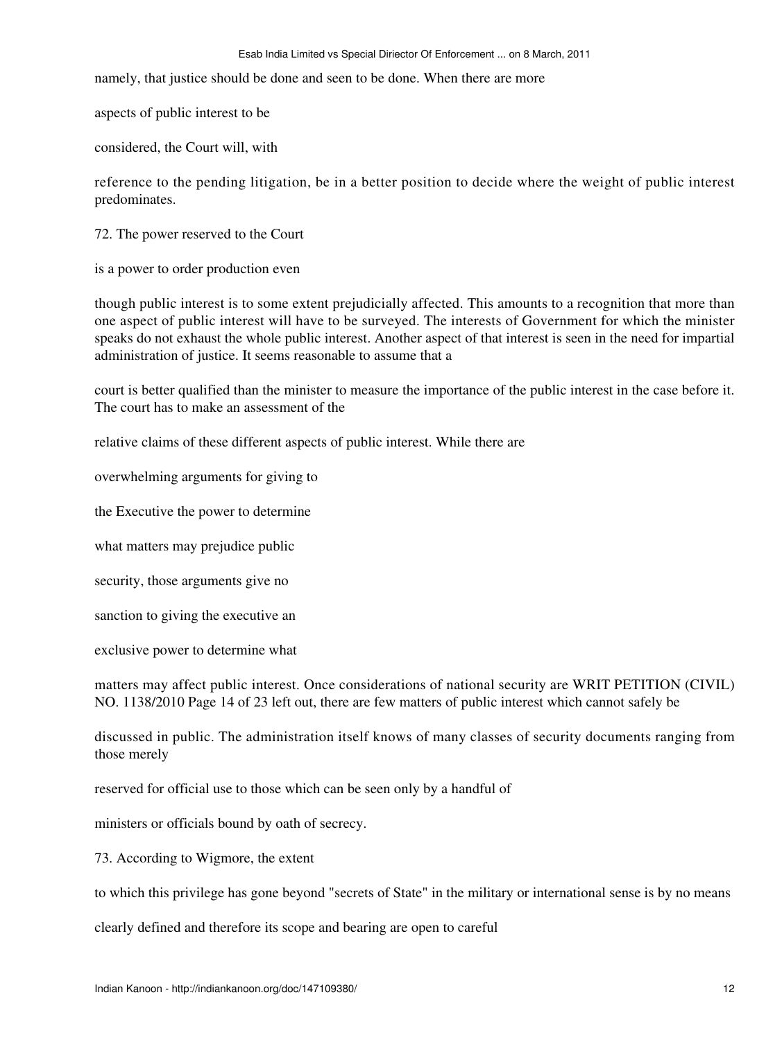namely, that justice should be done and seen to be done. When there are more aspects of public interest to be considered, the Court will, with reference to the pending litigation, be in a better position to decide where the weight of public interest predominates.

72. The power reserved to the Court is a power to order production even though public interest is to some extent prejudicially affected. This amounts to a recognition that more than one aspect of public interest will have to be surveyed. The interests of Government for which the minister speaks do not exhaust the whole public interest. Another aspect of that interest is seen in the need for impartial administration of justice. It seems reasonable to assume that a court is better qualified than the minister to measure the importance of the public interest in the case before it. The court has to make an assessment of the relative claims of these different aspects of public interest. While there are overwhelming arguments for giving to the Executive the power to determine what matters may prejudice public security, those arguments give no sanction to giving the executive an exclusive power to determine what matters may affect public interest. Once considerations of national security are WRIT PETITION (CIVIL) NO. 1138/2010 Page 14 of 23 left out, there are few matters of public interest which cannot safely be discussed in public. The administration itself knows of many classes of security documents ranging from those merely reserved for official use to those which can be seen only by a handful of ministers or officials bound by oath of secrecy.

73. According to Wigmore, the extent to which this privilege has gone beyond "secrets of State" in the military or international sense is by no means clearly defined and therefore its scope and bearing are open to careful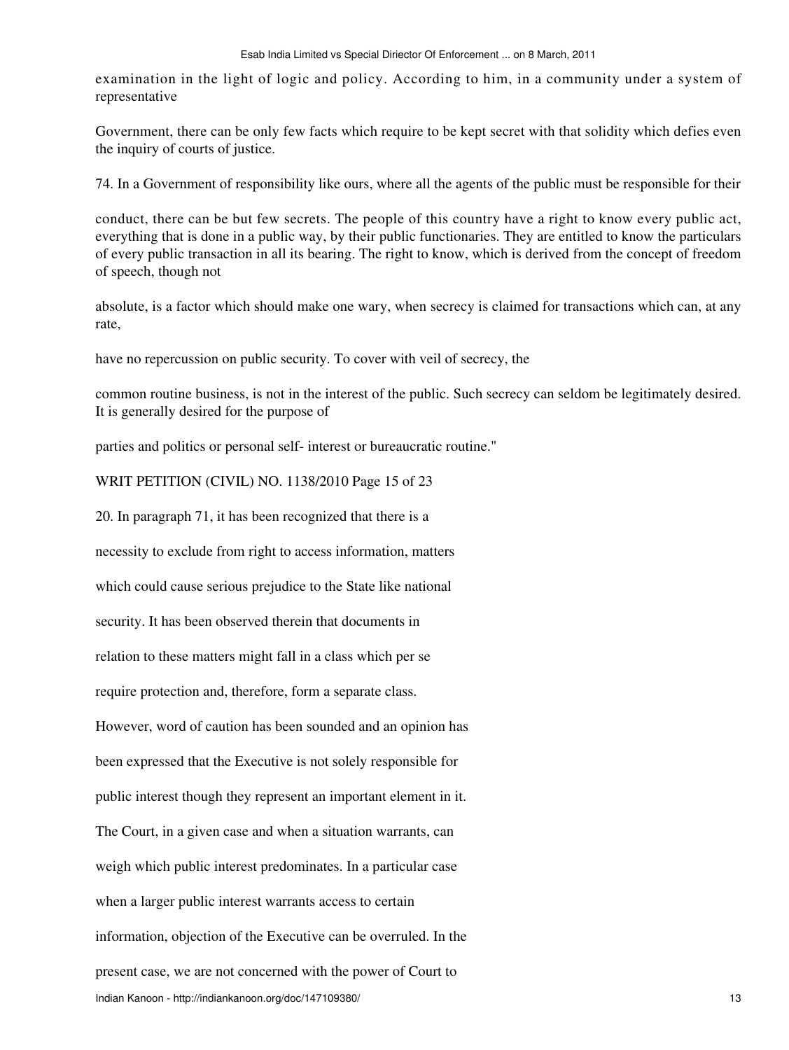examination in the light of logic and policy. According to him, in a community under a system of representative

Government, there can be only few facts which require to be kept secret with that solidity which defies even the inquiry of courts of justice.

74. In a Government of responsibility like ours, where all the agents of the public must be responsible for their

conduct, there can be but few secrets. The people of this country have a right to know every public act, everything that is done in a public way, by their public functionaries. They are entitled to know the particulars of every public transaction in all its bearing. The right to know, which is derived from the concept of freedom of speech, though not

absolute, is a factor which should make one wary, when secrecy is claimed for transactions which can, at any rate,

have no repercussion on public security. To cover with veil of secrecy, the

common routine business, is not in the interest of the public. Such secrecy can seldom be legitimately desired. It is generally desired for the purpose of

parties and politics or personal self- interest or bureaucratic routine."

WRIT PETITION (CIVIL) NO. 1138/2010 Page 15 of 23

20. In paragraph 71, it has been recognized that there is a

necessity to exclude from right to access information, matters

which could cause serious prejudice to the State like national

security. It has been observed therein that documents in

relation to these matters might fall in a class which per se

require protection and, therefore, form a separate class.

However, word of caution has been sounded and an opinion has

been expressed that the Executive is not solely responsible for

public interest though they represent an important element in it.

The Court, in a given case and when a situation warrants, can

weigh which public interest predominates. In a particular case

when a larger public interest warrants access to certain

information, objection of the Executive can be overruled. In the

present case, we are not concerned with the power of Court to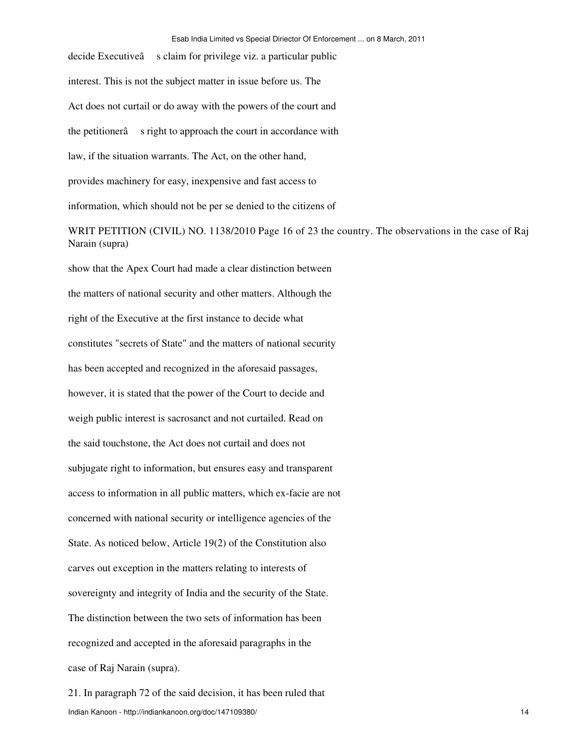decide Executiveâ s claim for privilege viz. a particular public interest. This is not the subject matter in issue before us. The Act does not curtail or do away with the powers of the court and the petitionerâ s right to approach the court in accordance with law, if the situation warrants. The Act, on the other hand, provides machinery for easy, inexpensive and fast access to information, which should not be per se denied to the citizens of

WRIT PETITION (CIVIL) NO. 1138/2010 Page 16 of 23 the country. The observations in the case of Raj Narain (supra)

show that the Apex Court had made a clear distinction between the matters of national security and other matters. Although the right of the Executive at the first instance to decide what constitutes "secrets of State" and the matters of national security has been accepted and recognized in the aforesaid passages, however, it is stated that the power of the Court to decide and weigh public interest is sacrosanct and not curtailed. Read on the said touchstone, the Act does not curtail and does not subjugate right to information, but ensures easy and transparent access to information in all public matters, which ex-facie are not concerned with national security or intelligence agencies of the State. As noticed below, Article 19(2) of the Constitution also carves out exception in the matters relating to interests of sovereignty and integrity of India and the security of the State. The distinction between the two sets of information has been recognized and accepted in the aforesaid paragraphs in the case of Raj Narain (supra).

21. In paragraph 72 of the said decision, it has been ruled that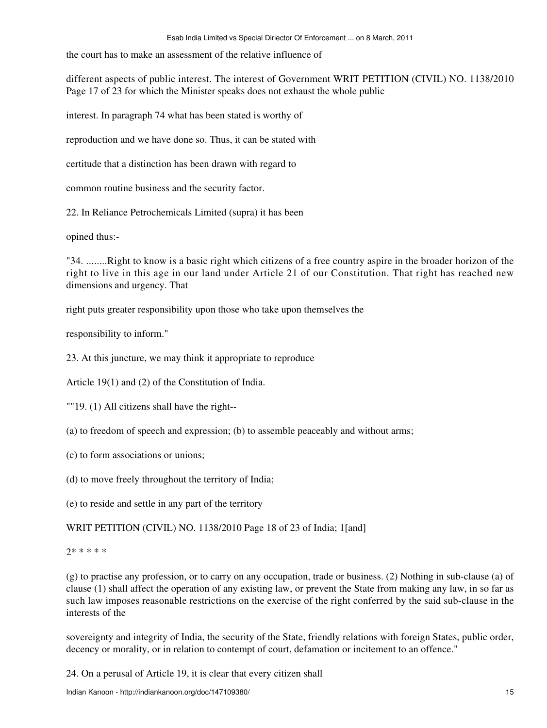the court has to make an assessment of the relative influence of

different aspects of public interest. The interest of Government for which the Minister speaks does not exhaust the whole public

interest. In paragraph 74 what has been stated is worthy of

reproduction and we have done so. Thus, it can be stated with

certitude that a distinction has been drawn with regard to

common routine business and the security factor.

22. In Reliance Petrochemicals Limited (supra) it has been

opined thus:-

"34. ........Right to know is a basic right which citizens of a free country aspire in the broader horizon of the right to live in this age in our land under Article 21 of our Constitution. That right has reached new dimensions and urgency. That

right puts greater responsibility upon those who take upon themselves the

responsibility to inform."

23. At this juncture, we may think it appropriate to reproduce

Article 19(1) and (2) of the Constitution of India.

""19. (1) All citizens shall have the right--

(a) to freedom of speech and expression; (b) to assemble peaceably and without arms;

(c) to form associations or unions;

(d) to move freely throughout the territory of India;

(e) to reside and settle in any part of the territory

of India; 1[and]

2* * * * *

(g) to practise any profession, or to carry on any occupation, trade or business. (2) Nothing in sub-clause (a) of clause (1) shall affect the operation of any existing law, or prevent the State from making any law, in so far as such law imposes reasonable restrictions on the exercise of the right conferred by the said sub-clause in the interests of the

sovereignty and integrity of India, the security of the State, friendly relations with foreign States, public order, decency or morality, or in relation to contempt of court, defamation or incitement to an offence."

24. On a perusal of Article 19, it is clear that every citizen shall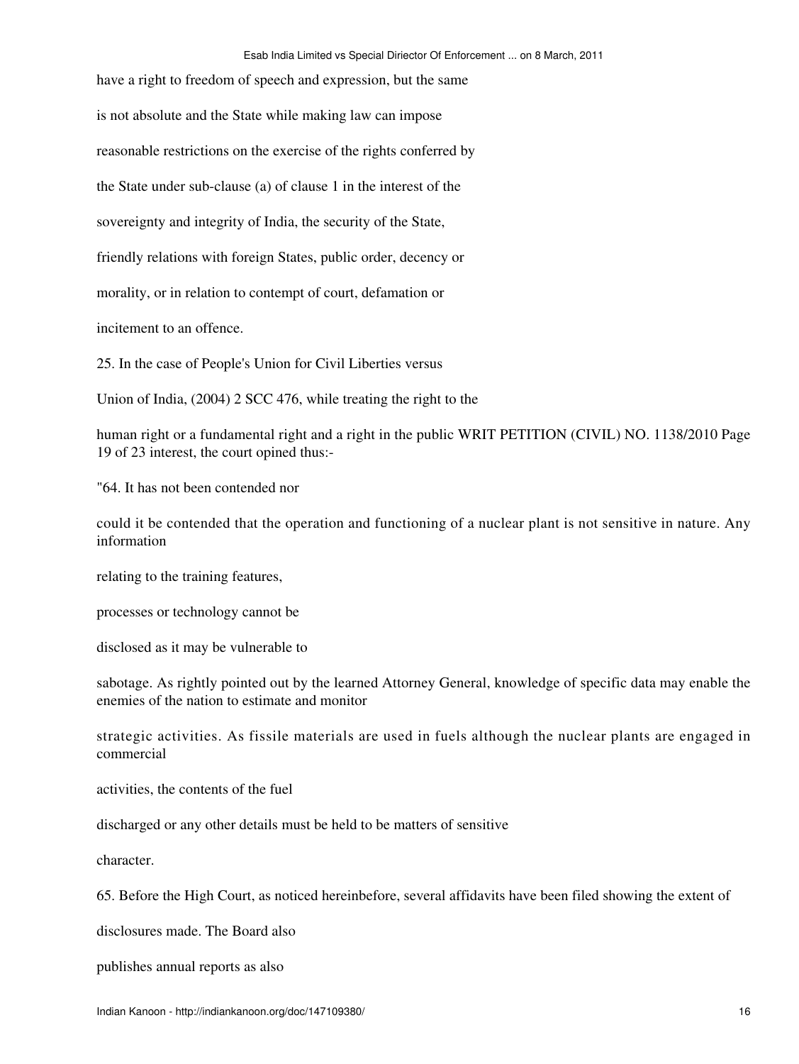have a right to freedom of speech and expression, but the same

is not absolute and the State while making law can impose

reasonable restrictions on the exercise of the rights conferred by

the State under sub-clause (a) of clause 1 in the interest of the

sovereignty and integrity of India, the security of the State,

friendly relations with foreign States, public order, decency or

morality, or in relation to contempt of court, defamation or

incitement to an offence.

25. In the case of People's Union for Civil Liberties versus

Union of India, (2004) 2 SCC 476, while treating the right to the

human right or a fundamental right and a right in the public WRIT PETITION (CIVIL) NO. 1138/2010 Page 19 of 23 interest, the court opined thus:-

"64. It has not been contended nor

could it be contended that the operation and functioning of a nuclear plant is not sensitive in nature. Any information

relating to the training features,

processes or technology cannot be

disclosed as it may be vulnerable to

sabotage. As rightly pointed out by the learned Attorney General, knowledge of specific data may enable the enemies of the nation to estimate and monitor

strategic activities. As fissile materials are used in fuels although the nuclear plants are engaged in commercial

activities, the contents of the fuel

discharged or any other details must be held to be matters of sensitive

character.

65. Before the High Court, as noticed hereinbefore, several affidavits have been filed showing the extent of

disclosures made. The Board also

publishes annual reports as also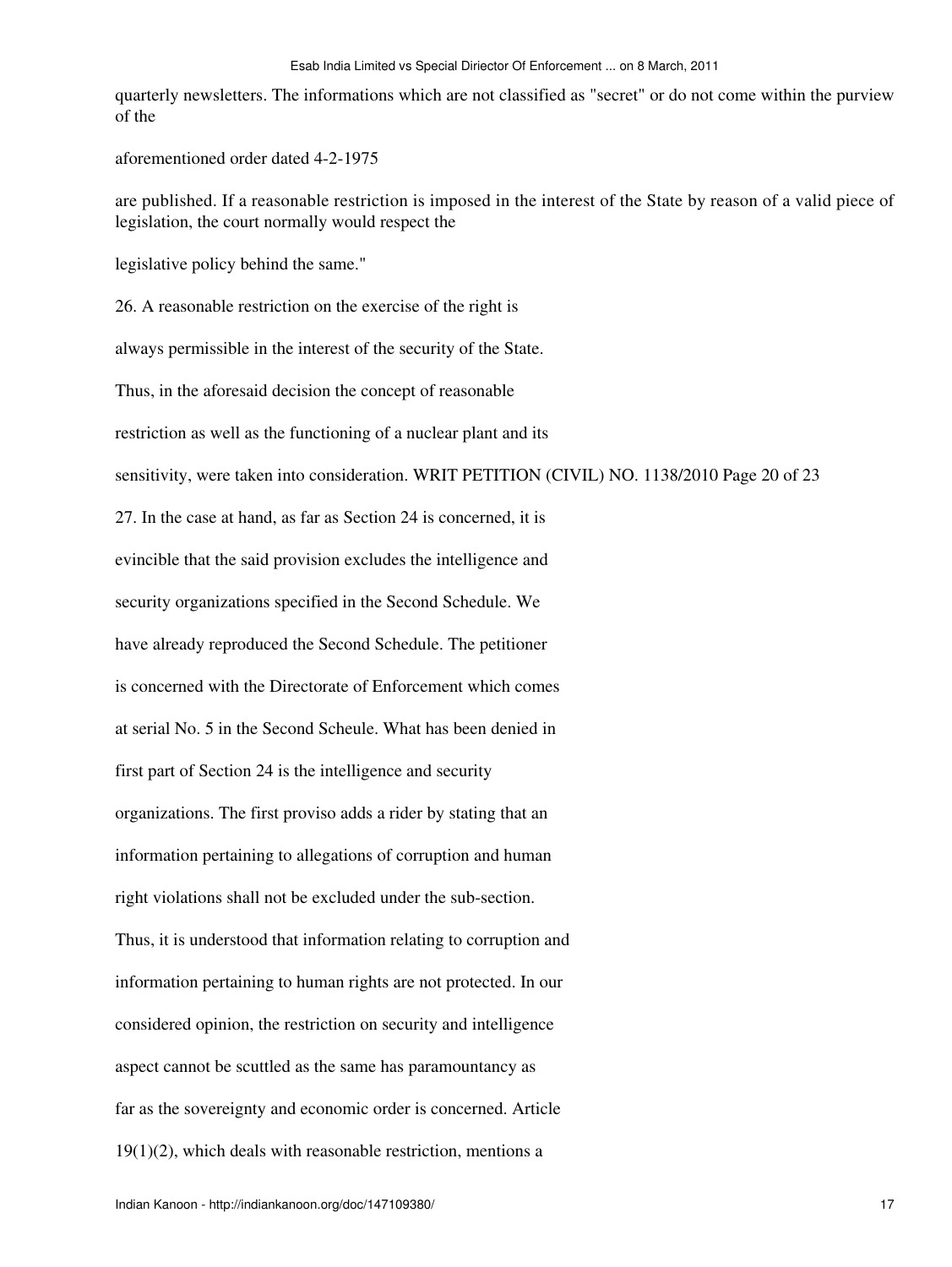quarterly newsletters. The informations which are not classified as "secret" or do not come within the purview of the

aforementioned order dated 4-2-1975

are published. If a reasonable restriction is imposed in the interest of the State by reason of a valid piece of legislation, the court normally would respect the

legislative policy behind the same."

26. A reasonable restriction on the exercise of the right is always permissible in the interest of the security of the State. Thus, in the aforesaid decision the concept of reasonable restriction as well as the functioning of a nuclear plant and its sensitivity, were taken into consideration.

27. In the case at hand, as far as Section 24 is concerned, it is evincible that the said provision excludes the intelligence and security organizations specified in the Second Schedule. We have already reproduced the Second Schedule. The petitioner is concerned with the Directorate of Enforcement which comes at serial No. 5 in the Second Scheule. What has been denied in first part of Section 24 is the intelligence and security organizations. The first proviso adds a rider by stating that an information pertaining to allegations of corruption and human right violations shall not be excluded under the sub-section. Thus, it is understood that information relating to corruption and information pertaining to human rights are not protected. In our considered opinion, the restriction on security and intelligence aspect cannot be scuttled as the same has paramountancy as far as the sovereignty and economic order is concerned. Article 19(1)(2), which deals with reasonable restriction, mentions a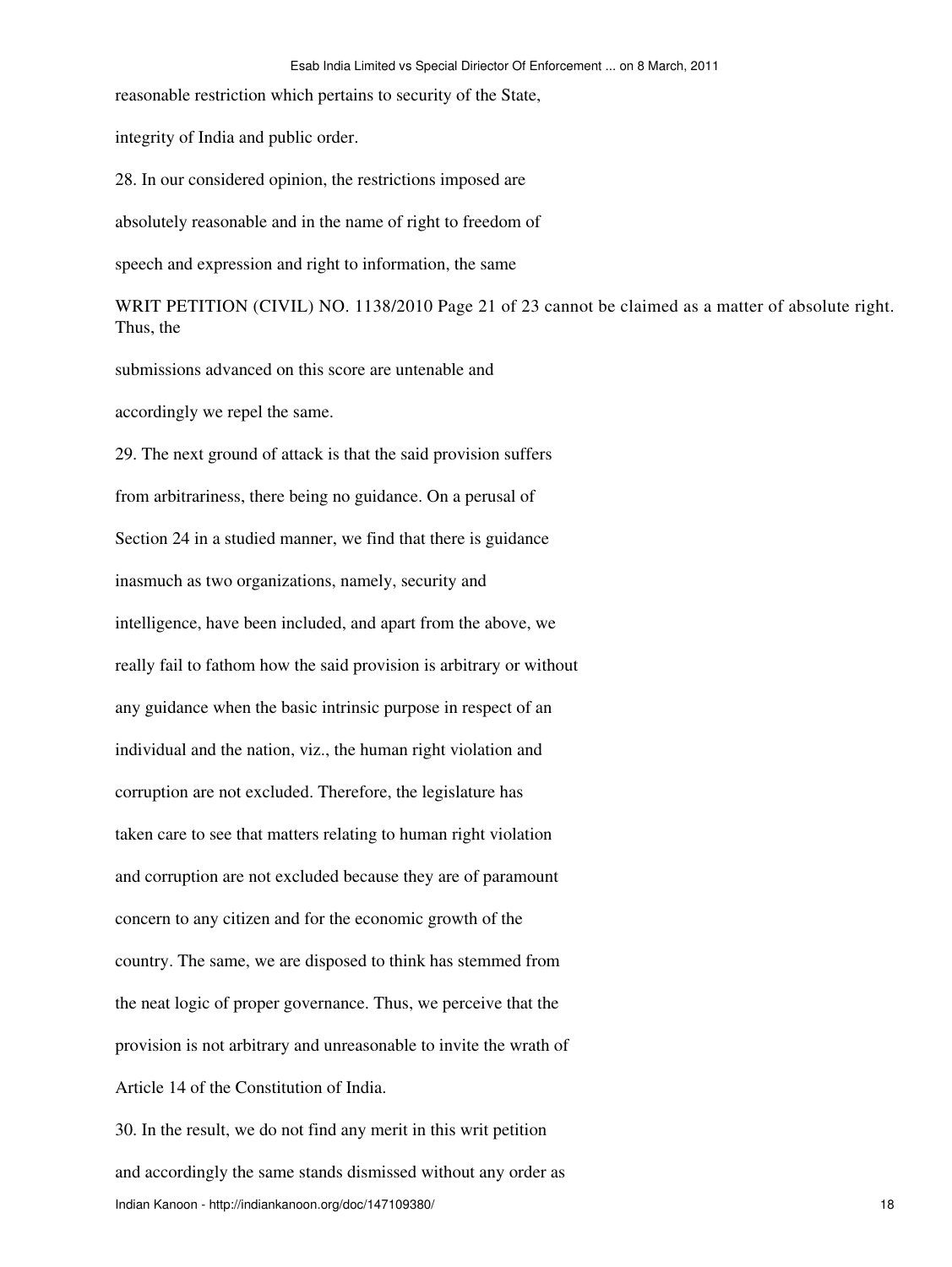reasonable restriction which pertains to security of the State, integrity of India and public order.

28. In our considered opinion, the restrictions imposed are absolutely reasonable and in the name of right to freedom of speech and expression and right to information, the same cannot be claimed as a matter of absolute right. Thus, the submissions advanced on this score are untenable and accordingly we repel the same.

29. The next ground of attack is that the said provision suffers from arbitrariness, there being no guidance. On a perusal of Section 24 in a studied manner, we find that there is guidance inasmuch as two organizations, namely, security and intelligence, have been included, and apart from the above, we really fail to fathom how the said provision is arbitrary or without any guidance when the basic intrinsic purpose in respect of an individual and the nation, viz., the human right violation and corruption are not excluded. Therefore, the legislature has taken care to see that matters relating to human right violation and corruption are not excluded because they are of paramount concern to any citizen and for the economic growth of the country. The same, we are disposed to think has stemmed from the neat logic of proper governance. Thus, we perceive that the provision is not arbitrary and unreasonable to invite the wrath of Article 14 of the Constitution of India.

30. In the result, we do not find any merit in this writ petition and accordingly the same stands dismissed without any order as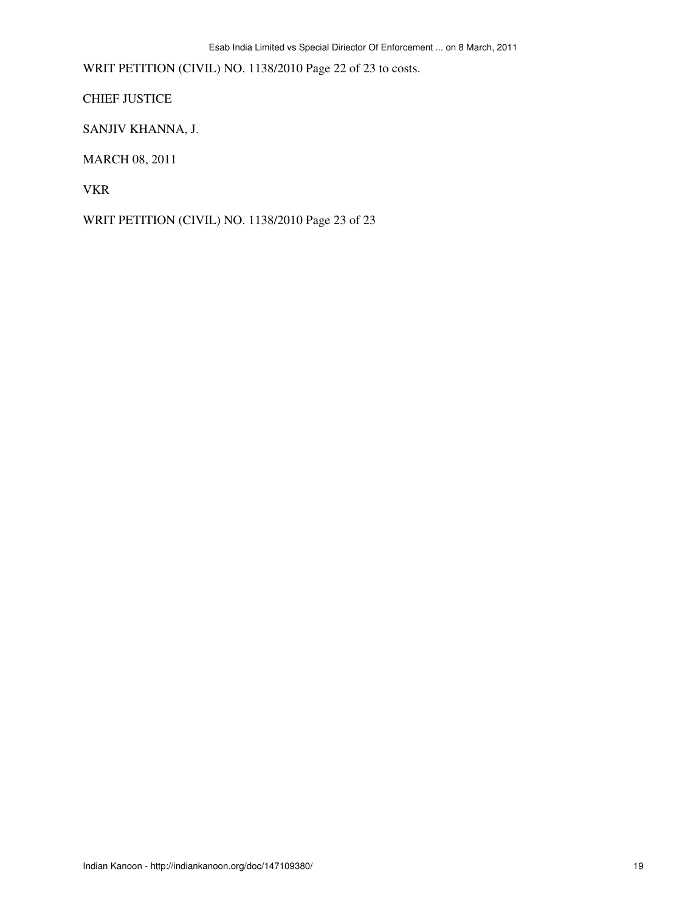WRIT PETITION (CIVIL) NO. 1138/2010 Page 22 of 23 to costs.

CHIEF JUSTICE

SANJIV KHANNA, J.

MARCH 08, 2011

VKR

WRIT PETITION (CIVIL) NO. 1138/2010 Page 23 of 23